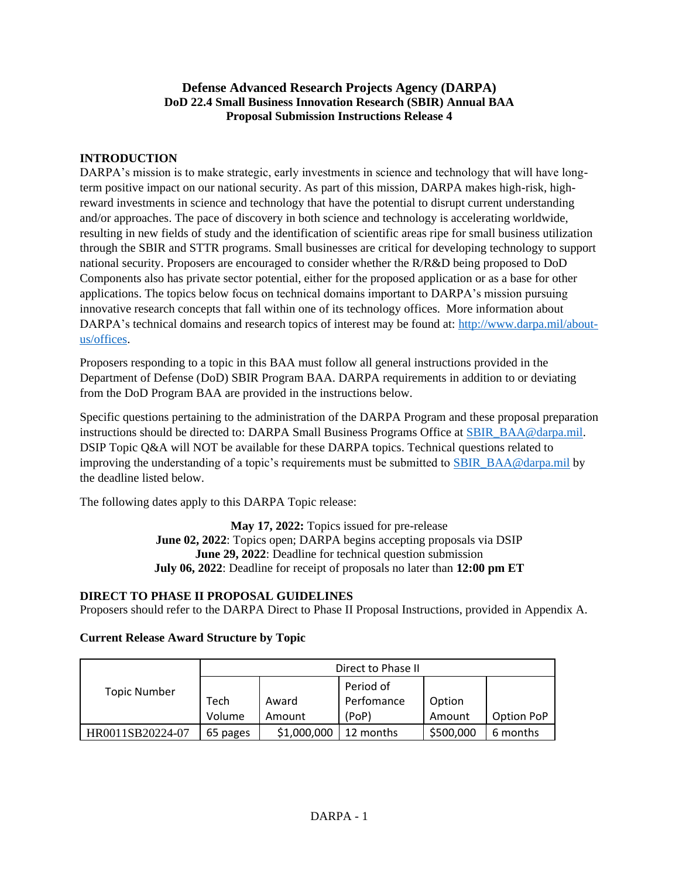# Defense Advanced Research Projects Agency (DARPA)
## DoD 22.4 Small Business Innovation Research (SBIR) Annual BAA
## Proposal Submission Instructions Release 4

### INTRODUCTION

DARPA's mission is to make strategic, early investments in science and technology that will have long-term positive impact on our national security. As part of this mission, DARPA makes high-risk, high-reward investments in science and technology that have the potential to disrupt current understanding and/or approaches. The pace of discovery in both science and technology is accelerating worldwide, resulting in new fields of study and the identification of scientific areas ripe for small business utilization through the SBIR and STTR programs. Small businesses are critical for developing technology to support national security. Proposers are encouraged to consider whether the R/R&D being proposed to DoD Components also has private sector potential, either for the proposed application or as a base for other applications. The topics below focus on technical domains important to DARPA's mission pursuing innovative research concepts that fall within one of its technology offices. More information about DARPA's technical domains and research topics of interest may be found at: [http://www.darpa.mil/about-us/offices](http://www.darpa.mil/about-us/offices).

Proposers responding to a topic in this BAA must follow all general instructions provided in the Department of Defense (DoD) SBIR Program BAA. DARPA requirements in addition to or deviating from the DoD Program BAA are provided in the instructions below.

Specific questions pertaining to the administration of the DARPA Program and these proposal preparation instructions should be directed to: DARPA Small Business Programs Office at [SBIR_BAA@darpa.mil](mailto:SBIR_BAA@darpa.mil). DSIP Topic Q&A will NOT be available for these DARPA topics. Technical questions related to improving the understanding of a topic's requirements must be submitted to [SBIR_BAA@darpa.mil](mailto:SBIR_BAA@darpa.mil) by the deadline listed below.

The following dates apply to this DARPA Topic release:

**May 17, 2022:** Topics issued for pre-release
**June 02, 2022**: Topics open; DARPA begins accepting proposals via DSIP
**June 29, 2022**: Deadline for technical question submission
**July 06, 2022**: Deadline for receipt of proposals no later than **12:00 pm ET**

### DIRECT TO PHASE II PROPOSAL GUIDELINES

Proposers should refer to the DARPA Direct to Phase II Proposal Instructions, provided in Appendix A.

**Current Release Award Structure by Topic**

| Topic Number | Direct to Phase II | | | | |
|---|---|---|---|---|---|
| | Tech Volume | Award Amount | Period of Perfomance (PoP) | Option Amount | Option PoP |
| HR0011SB20224-07 | 65 pages | $1,000,000 | 12 months | $500,000 | 6 months |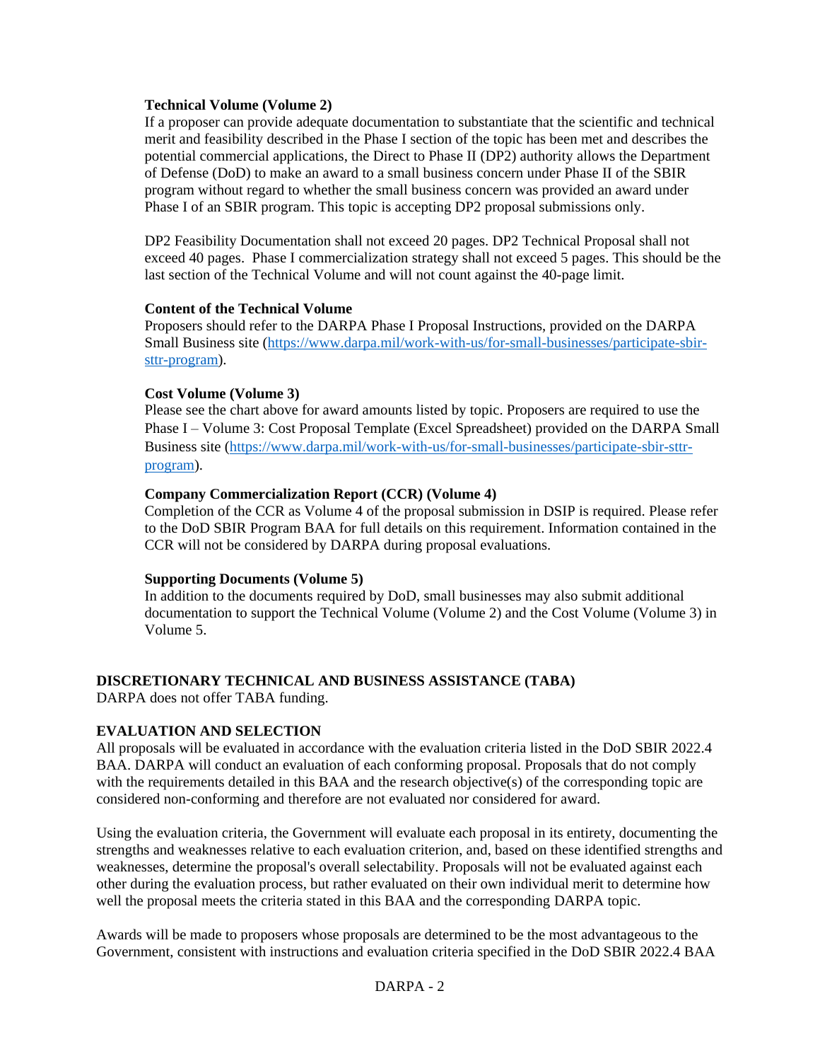### Technical Volume (Volume 2)

If a proposer can provide adequate documentation to substantiate that the scientific and technical merit and feasibility described in the Phase I section of the topic has been met and describes the potential commercial applications, the Direct to Phase II (DP2) authority allows the Department of Defense (DoD) to make an award to a small business concern under Phase II of the SBIR program without regard to whether the small business concern was provided an award under Phase I of an SBIR program. This topic is accepting DP2 proposal submissions only.

DP2 Feasibility Documentation shall not exceed 20 pages. DP2 Technical Proposal shall not exceed 40 pages. Phase I commercialization strategy shall not exceed 5 pages. This should be the last section of the Technical Volume and will not count against the 40-page limit.

### Content of the Technical Volume

Proposers should refer to the DARPA Phase I Proposal Instructions, provided on the DARPA Small Business site ([https://www.darpa.mil/work-with-us/for-small-businesses/participate-sbir-sttr-program](https://www.darpa.mil/work-with-us/for-small-businesses/participate-sbir-sttr-program)).

### Cost Volume (Volume 3)

Please see the chart above for award amounts listed by topic. Proposers are required to use the Phase I – Volume 3: Cost Proposal Template (Excel Spreadsheet) provided on the DARPA Small Business site ([https://www.darpa.mil/work-with-us/for-small-businesses/participate-sbir-sttr-program](https://www.darpa.mil/work-with-us/for-small-businesses/participate-sbir-sttr-program)).

### Company Commercialization Report (CCR) (Volume 4)

Completion of the CCR as Volume 4 of the proposal submission in DSIP is required. Please refer to the DoD SBIR Program BAA for full details on this requirement. Information contained in the CCR will not be considered by DARPA during proposal evaluations.

### Supporting Documents (Volume 5)

In addition to the documents required by DoD, small businesses may also submit additional documentation to support the Technical Volume (Volume 2) and the Cost Volume (Volume 3) in Volume 5.

## DISCRETIONARY TECHNICAL AND BUSINESS ASSISTANCE (TABA)

DARPA does not offer TABA funding.

## EVALUATION AND SELECTION

All proposals will be evaluated in accordance with the evaluation criteria listed in the DoD SBIR 2022.4 BAA. DARPA will conduct an evaluation of each conforming proposal. Proposals that do not comply with the requirements detailed in this BAA and the research objective(s) of the corresponding topic are considered non-conforming and therefore are not evaluated nor considered for award.

Using the evaluation criteria, the Government will evaluate each proposal in its entirety, documenting the strengths and weaknesses relative to each evaluation criterion, and, based on these identified strengths and weaknesses, determine the proposal's overall selectability. Proposals will not be evaluated against each other during the evaluation process, but rather evaluated on their own individual merit to determine how well the proposal meets the criteria stated in this BAA and the corresponding DARPA topic.

Awards will be made to proposers whose proposals are determined to be the most advantageous to the Government, consistent with instructions and evaluation criteria specified in the DoD SBIR 2022.4 BAA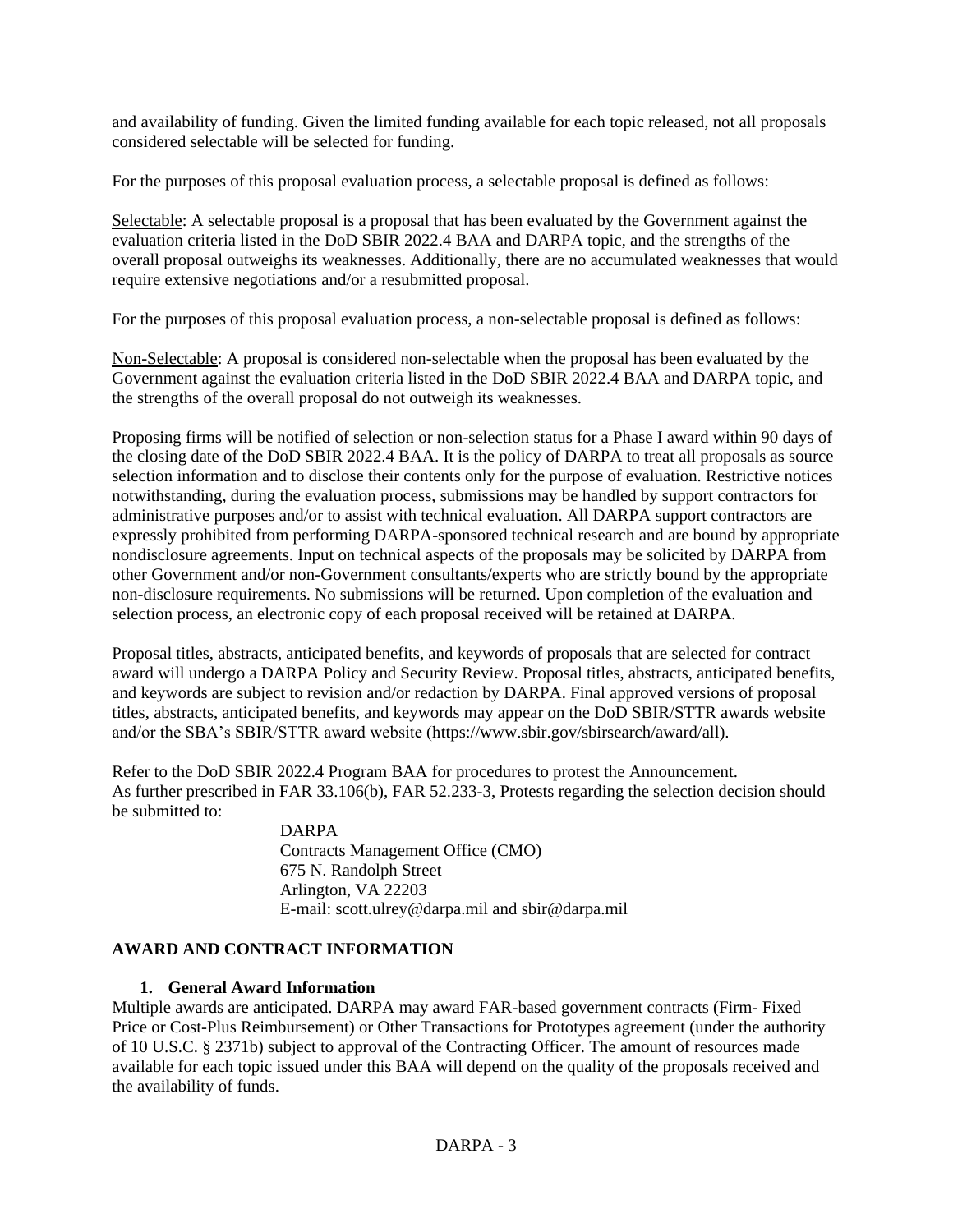and availability of funding. Given the limited funding available for each topic released, not all proposals considered selectable will be selected for funding.

For the purposes of this proposal evaluation process, a selectable proposal is defined as follows:

Selectable: A selectable proposal is a proposal that has been evaluated by the Government against the evaluation criteria listed in the DoD SBIR 2022.4 BAA and DARPA topic, and the strengths of the overall proposal outweighs its weaknesses. Additionally, there are no accumulated weaknesses that would require extensive negotiations and/or a resubmitted proposal.

For the purposes of this proposal evaluation process, a non-selectable proposal is defined as follows:

Non-Selectable: A proposal is considered non-selectable when the proposal has been evaluated by the Government against the evaluation criteria listed in the DoD SBIR 2022.4 BAA and DARPA topic, and the strengths of the overall proposal do not outweigh its weaknesses.

Proposing firms will be notified of selection or non-selection status for a Phase I award within 90 days of the closing date of the DoD SBIR 2022.4 BAA. It is the policy of DARPA to treat all proposals as source selection information and to disclose their contents only for the purpose of evaluation. Restrictive notices notwithstanding, during the evaluation process, submissions may be handled by support contractors for administrative purposes and/or to assist with technical evaluation. All DARPA support contractors are expressly prohibited from performing DARPA-sponsored technical research and are bound by appropriate nondisclosure agreements. Input on technical aspects of the proposals may be solicited by DARPA from other Government and/or non-Government consultants/experts who are strictly bound by the appropriate non-disclosure requirements. No submissions will be returned. Upon completion of the evaluation and selection process, an electronic copy of each proposal received will be retained at DARPA.

Proposal titles, abstracts, anticipated benefits, and keywords of proposals that are selected for contract award will undergo a DARPA Policy and Security Review. Proposal titles, abstracts, anticipated benefits, and keywords are subject to revision and/or redaction by DARPA. Final approved versions of proposal titles, abstracts, anticipated benefits, and keywords may appear on the DoD SBIR/STTR awards website and/or the SBA's SBIR/STTR award website (https://www.sbir.gov/sbirsearch/award/all).

Refer to the DoD SBIR 2022.4 Program BAA for procedures to protest the Announcement.
As further prescribed in FAR 33.106(b), FAR 52.233-3, Protests regarding the selection decision should be submitted to:

DARPA
Contracts Management Office (CMO)
675 N. Randolph Street
Arlington, VA 22203
E-mail: scott.ulrey@darpa.mil and sbir@darpa.mil

## AWARD AND CONTRACT INFORMATION

### 1. General Award Information

Multiple awards are anticipated. DARPA may award FAR-based government contracts (Firm- Fixed Price or Cost-Plus Reimbursement) or Other Transactions for Prototypes agreement (under the authority of 10 U.S.C. § 2371b) subject to approval of the Contracting Officer. The amount of resources made available for each topic issued under this BAA will depend on the quality of the proposals received and the availability of funds.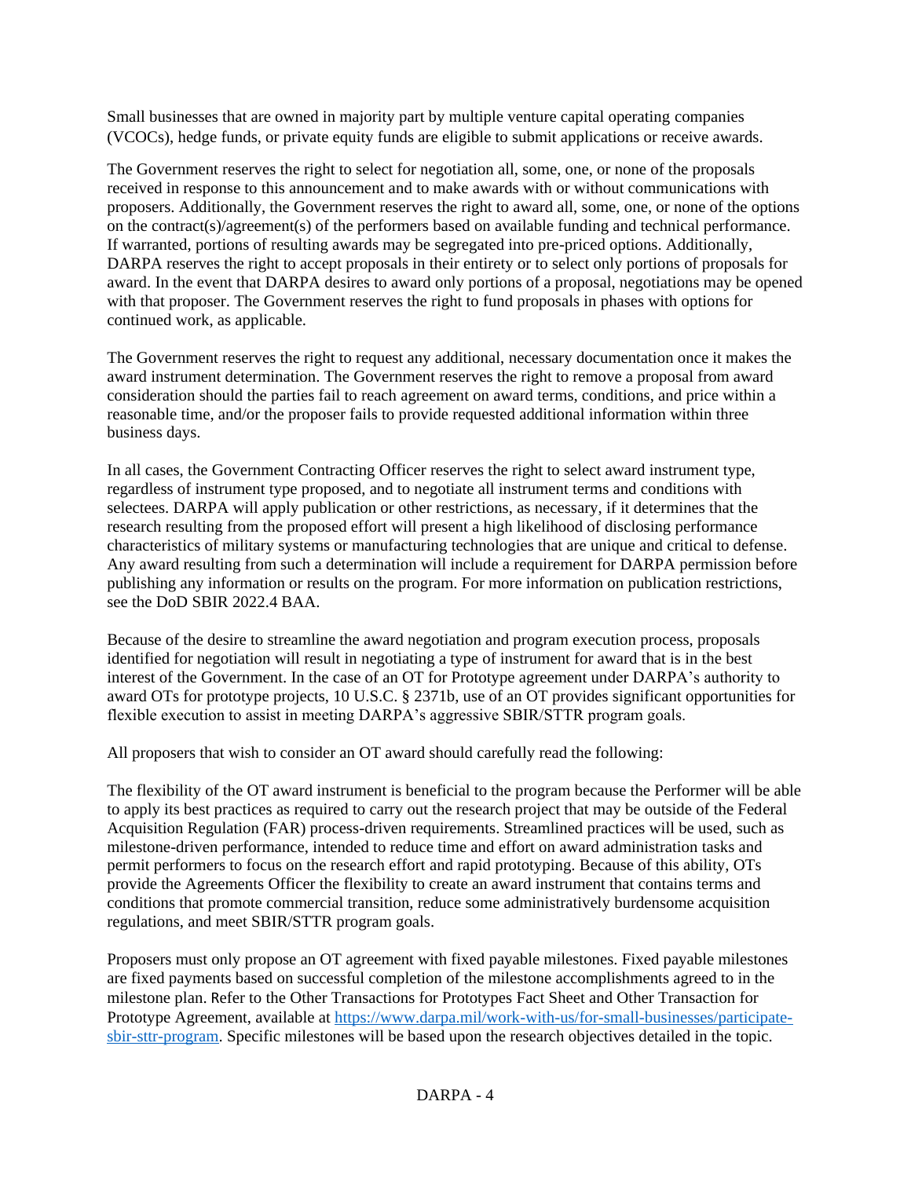Small businesses that are owned in majority part by multiple venture capital operating companies (VCOCs), hedge funds, or private equity funds are eligible to submit applications or receive awards.

The Government reserves the right to select for negotiation all, some, one, or none of the proposals received in response to this announcement and to make awards with or without communications with proposers. Additionally, the Government reserves the right to award all, some, one, or none of the options on the contract(s)/agreement(s) of the performers based on available funding and technical performance. If warranted, portions of resulting awards may be segregated into pre-priced options. Additionally, DARPA reserves the right to accept proposals in their entirety or to select only portions of proposals for award. In the event that DARPA desires to award only portions of a proposal, negotiations may be opened with that proposer. The Government reserves the right to fund proposals in phases with options for continued work, as applicable.

The Government reserves the right to request any additional, necessary documentation once it makes the award instrument determination. The Government reserves the right to remove a proposal from award consideration should the parties fail to reach agreement on award terms, conditions, and price within a reasonable time, and/or the proposer fails to provide requested additional information within three business days.

In all cases, the Government Contracting Officer reserves the right to select award instrument type, regardless of instrument type proposed, and to negotiate all instrument terms and conditions with selectees. DARPA will apply publication or other restrictions, as necessary, if it determines that the research resulting from the proposed effort will present a high likelihood of disclosing performance characteristics of military systems or manufacturing technologies that are unique and critical to defense. Any award resulting from such a determination will include a requirement for DARPA permission before publishing any information or results on the program. For more information on publication restrictions, see the DoD SBIR 2022.4 BAA.

Because of the desire to streamline the award negotiation and program execution process, proposals identified for negotiation will result in negotiating a type of instrument for award that is in the best interest of the Government. In the case of an OT for Prototype agreement under DARPA's authority to award OTs for prototype projects, 10 U.S.C. § 2371b, use of an OT provides significant opportunities for flexible execution to assist in meeting DARPA's aggressive SBIR/STTR program goals.

All proposers that wish to consider an OT award should carefully read the following:

The flexibility of the OT award instrument is beneficial to the program because the Performer will be able to apply its best practices as required to carry out the research project that may be outside of the Federal Acquisition Regulation (FAR) process-driven requirements. Streamlined practices will be used, such as milestone-driven performance, intended to reduce time and effort on award administration tasks and permit performers to focus on the research effort and rapid prototyping. Because of this ability, OTs provide the Agreements Officer the flexibility to create an award instrument that contains terms and conditions that promote commercial transition, reduce some administratively burdensome acquisition regulations, and meet SBIR/STTR program goals.

Proposers must only propose an OT agreement with fixed payable milestones. Fixed payable milestones are fixed payments based on successful completion of the milestone accomplishments agreed to in the milestone plan. Refer to the Other Transactions for Prototypes Fact Sheet and Other Transaction for Prototype Agreement, available at [https://www.darpa.mil/work-with-us/for-small-businesses/participate-sbir-sttr-program](https://www.darpa.mil/work-with-us/for-small-businesses/participate-sbir-sttr-program). Specific milestones will be based upon the research objectives detailed in the topic.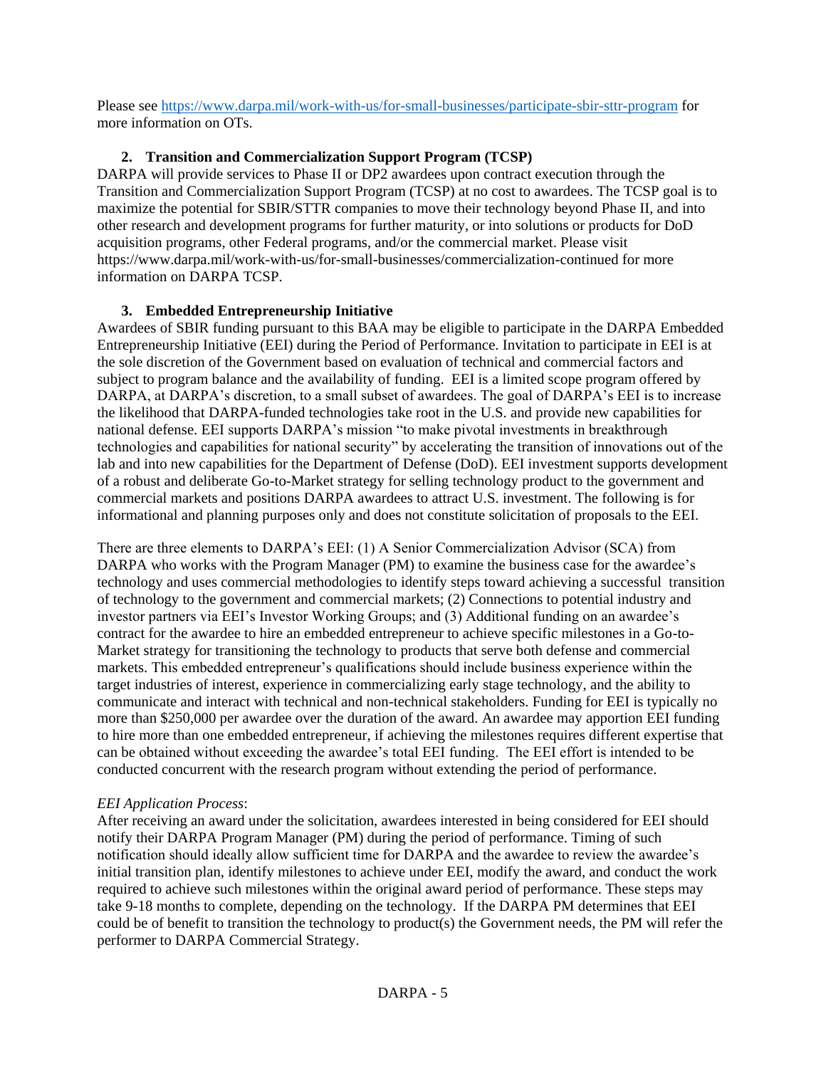Please see [https://www.darpa.mil/work-with-us/for-small-businesses/participate-sbir-sttr-program](https://www.darpa.mil/work-with-us/for-small-businesses/participate-sbir-sttr-program) for more information on OTs.

### 2. Transition and Commercialization Support Program (TCSP)

DARPA will provide services to Phase II or DP2 awardees upon contract execution through the Transition and Commercialization Support Program (TCSP) at no cost to awardees. The TCSP goal is to maximize the potential for SBIR/STTR companies to move their technology beyond Phase II, and into other research and development programs for further maturity, or into solutions or products for DoD acquisition programs, other Federal programs, and/or the commercial market. Please visit https://www.darpa.mil/work-with-us/for-small-businesses/commercialization-continued for more information on DARPA TCSP.

### 3. Embedded Entrepreneurship Initiative

Awardees of SBIR funding pursuant to this BAA may be eligible to participate in the DARPA Embedded Entrepreneurship Initiative (EEI) during the Period of Performance. Invitation to participate in EEI is at the sole discretion of the Government based on evaluation of technical and commercial factors and subject to program balance and the availability of funding. EEI is a limited scope program offered by DARPA, at DARPA's discretion, to a small subset of awardees. The goal of DARPA's EEI is to increase the likelihood that DARPA-funded technologies take root in the U.S. and provide new capabilities for national defense. EEI supports DARPA's mission "to make pivotal investments in breakthrough technologies and capabilities for national security" by accelerating the transition of innovations out of the lab and into new capabilities for the Department of Defense (DoD). EEI investment supports development of a robust and deliberate Go-to-Market strategy for selling technology product to the government and commercial markets and positions DARPA awardees to attract U.S. investment. The following is for informational and planning purposes only and does not constitute solicitation of proposals to the EEI.

There are three elements to DARPA's EEI: (1) A Senior Commercialization Advisor (SCA) from DARPA who works with the Program Manager (PM) to examine the business case for the awardee's technology and uses commercial methodologies to identify steps toward achieving a successful transition of technology to the government and commercial markets; (2) Connections to potential industry and investor partners via EEI's Investor Working Groups; and (3) Additional funding on an awardee's contract for the awardee to hire an embedded entrepreneur to achieve specific milestones in a Go-to-Market strategy for transitioning the technology to products that serve both defense and commercial markets. This embedded entrepreneur's qualifications should include business experience within the target industries of interest, experience in commercializing early stage technology, and the ability to communicate and interact with technical and non-technical stakeholders. Funding for EEI is typically no more than $250,000 per awardee over the duration of the award. An awardee may apportion EEI funding to hire more than one embedded entrepreneur, if achieving the milestones requires different expertise that can be obtained without exceeding the awardee's total EEI funding. The EEI effort is intended to be conducted concurrent with the research program without extending the period of performance.

*EEI Application Process*:

After receiving an award under the solicitation, awardees interested in being considered for EEI should notify their DARPA Program Manager (PM) during the period of performance. Timing of such notification should ideally allow sufficient time for DARPA and the awardee to review the awardee's initial transition plan, identify milestones to achieve under EEI, modify the award, and conduct the work required to achieve such milestones within the original award period of performance. These steps may take 9-18 months to complete, depending on the technology. If the DARPA PM determines that EEI could be of benefit to transition the technology to product(s) the Government needs, the PM will refer the performer to DARPA Commercial Strategy.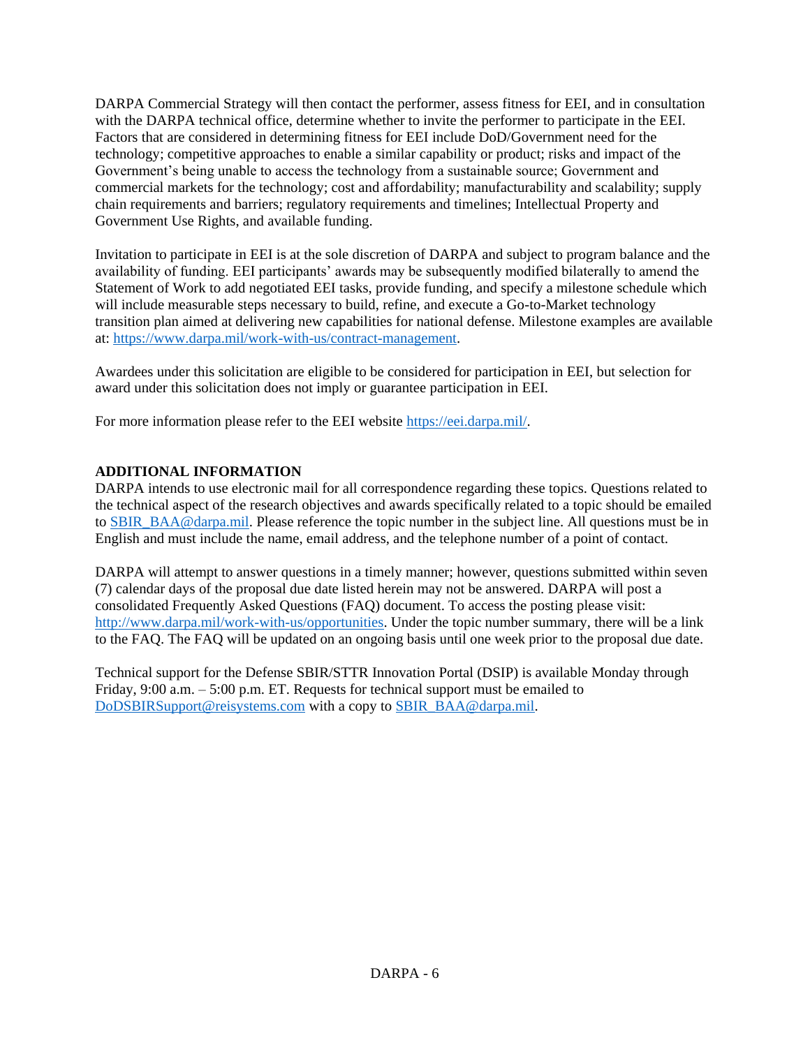DARPA Commercial Strategy will then contact the performer, assess fitness for EEI, and in consultation with the DARPA technical office, determine whether to invite the performer to participate in the EEI. Factors that are considered in determining fitness for EEI include DoD/Government need for the technology; competitive approaches to enable a similar capability or product; risks and impact of the Government's being unable to access the technology from a sustainable source; Government and commercial markets for the technology; cost and affordability; manufacturability and scalability; supply chain requirements and barriers; regulatory requirements and timelines; Intellectual Property and Government Use Rights, and available funding.

Invitation to participate in EEI is at the sole discretion of DARPA and subject to program balance and the availability of funding. EEI participants' awards may be subsequently modified bilaterally to amend the Statement of Work to add negotiated EEI tasks, provide funding, and specify a milestone schedule which will include measurable steps necessary to build, refine, and execute a Go-to-Market technology transition plan aimed at delivering new capabilities for national defense. Milestone examples are available at: [https://www.darpa.mil/work-with-us/contract-management](https://www.darpa.mil/work-with-us/contract-management).

Awardees under this solicitation are eligible to be considered for participation in EEI, but selection for award under this solicitation does not imply or guarantee participation in EEI.

For more information please refer to the EEI website [https://eei.darpa.mil/](https://eei.darpa.mil/).

**ADDITIONAL INFORMATION**

DARPA intends to use electronic mail for all correspondence regarding these topics. Questions related to the technical aspect of the research objectives and awards specifically related to a topic should be emailed to [SBIR_BAA@darpa.mil](mailto:SBIR_BAA@darpa.mil). Please reference the topic number in the subject line. All questions must be in English and must include the name, email address, and the telephone number of a point of contact.

DARPA will attempt to answer questions in a timely manner; however, questions submitted within seven (7) calendar days of the proposal due date listed herein may not be answered. DARPA will post a consolidated Frequently Asked Questions (FAQ) document. To access the posting please visit: [http://www.darpa.mil/work-with-us/opportunities](http://www.darpa.mil/work-with-us/opportunities). Under the topic number summary, there will be a link to the FAQ. The FAQ will be updated on an ongoing basis until one week prior to the proposal due date.

Technical support for the Defense SBIR/STTR Innovation Portal (DSIP) is available Monday through Friday, 9:00 a.m. – 5:00 p.m. ET. Requests for technical support must be emailed to [DoDSBIRSupport@reisystems.com](mailto:DoDSBIRSupport@reisystems.com) with a copy to [SBIR_BAA@darpa.mil](mailto:SBIR_BAA@darpa.mil).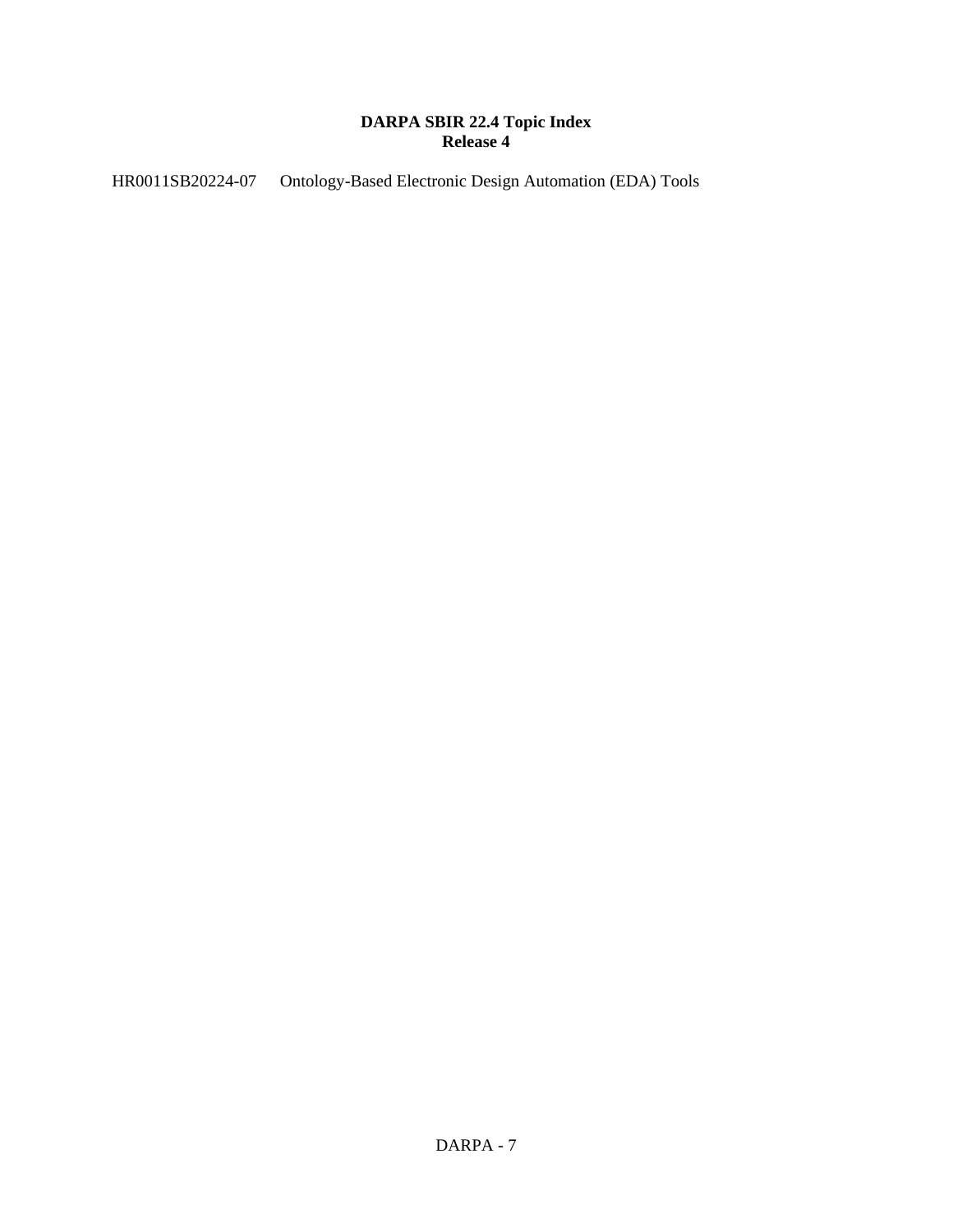**DARPA SBIR 22.4 Topic Index**
**Release 4**

HR0011SB20224-07 Ontology-Based Electronic Design Automation (EDA) Tools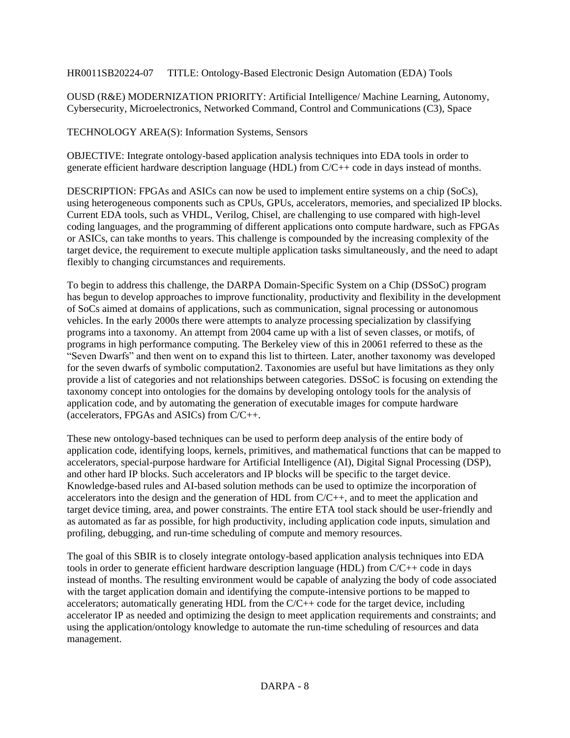HR0011SB20224-07 TITLE: Ontology-Based Electronic Design Automation (EDA) Tools

OUSD (R&E) MODERNIZATION PRIORITY: Artificial Intelligence/ Machine Learning, Autonomy, Cybersecurity, Microelectronics, Networked Command, Control and Communications (C3), Space

TECHNOLOGY AREA(S): Information Systems, Sensors

OBJECTIVE: Integrate ontology-based application analysis techniques into EDA tools in order to generate efficient hardware description language (HDL) from C/C++ code in days instead of months.

DESCRIPTION: FPGAs and ASICs can now be used to implement entire systems on a chip (SoCs), using heterogeneous components such as CPUs, GPUs, accelerators, memories, and specialized IP blocks. Current EDA tools, such as VHDL, Verilog, Chisel, are challenging to use compared with high-level coding languages, and the programming of different applications onto compute hardware, such as FPGAs or ASICs, can take months to years. This challenge is compounded by the increasing complexity of the target device, the requirement to execute multiple application tasks simultaneously, and the need to adapt flexibly to changing circumstances and requirements.

To begin to address this challenge, the DARPA Domain-Specific System on a Chip (DSSoC) program has begun to develop approaches to improve functionality, productivity and flexibility in the development of SoCs aimed at domains of applications, such as communication, signal processing or autonomous vehicles. In the early 2000s there were attempts to analyze processing specialization by classifying programs into a taxonomy. An attempt from 2004 came up with a list of seven classes, or motifs, of programs in high performance computing. The Berkeley view of this in 2006[1] referred to these as the "Seven Dwarfs" and then went on to expand this list to thirteen. Later, another taxonomy was developed for the seven dwarfs of symbolic computation[2]. Taxonomies are useful but have limitations as they only provide a list of categories and not relationships between categories. DSSoC is focusing on extending the taxonomy concept into ontologies for the domains by developing ontology tools for the analysis of application code, and by automating the generation of executable images for compute hardware (accelerators, FPGAs and ASICs) from C/C++.

These new ontology-based techniques can be used to perform deep analysis of the entire body of application code, identifying loops, kernels, primitives, and mathematical functions that can be mapped to accelerators, special-purpose hardware for Artificial Intelligence (AI), Digital Signal Processing (DSP), and other hard IP blocks. Such accelerators and IP blocks will be specific to the target device. Knowledge-based rules and AI-based solution methods can be used to optimize the incorporation of accelerators into the design and the generation of HDL from C/C++, and to meet the application and target device timing, area, and power constraints. The entire ETA tool stack should be user-friendly and as automated as far as possible, for high productivity, including application code inputs, simulation and profiling, debugging, and run-time scheduling of compute and memory resources.

The goal of this SBIR is to closely integrate ontology-based application analysis techniques into EDA tools in order to generate efficient hardware description language (HDL) from C/C++ code in days instead of months. The resulting environment would be capable of analyzing the body of code associated with the target application domain and identifying the compute-intensive portions to be mapped to accelerators; automatically generating HDL from the C/C++ code for the target device, including accelerator IP as needed and optimizing the design to meet application requirements and constraints; and using the application/ontology knowledge to automate the run-time scheduling of resources and data management.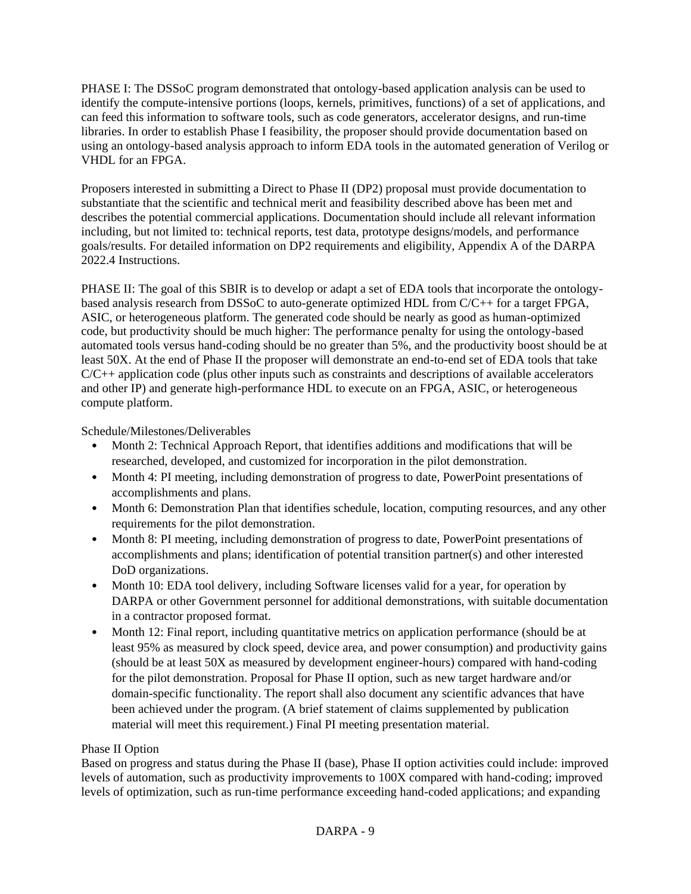PHASE I: The DSSoC program demonstrated that ontology-based application analysis can be used to identify the compute-intensive portions (loops, kernels, primitives, functions) of a set of applications, and can feed this information to software tools, such as code generators, accelerator designs, and run-time libraries. In order to establish Phase I feasibility, the proposer should provide documentation based on using an ontology-based analysis approach to inform EDA tools in the automated generation of Verilog or VHDL for an FPGA.

Proposers interested in submitting a Direct to Phase II (DP2) proposal must provide documentation to substantiate that the scientific and technical merit and feasibility described above has been met and describes the potential commercial applications. Documentation should include all relevant information including, but not limited to: technical reports, test data, prototype designs/models, and performance goals/results. For detailed information on DP2 requirements and eligibility, Appendix A of the DARPA 2022.4 Instructions.

PHASE II: The goal of this SBIR is to develop or adapt a set of EDA tools that incorporate the ontology-based analysis research from DSSoC to auto-generate optimized HDL from C/C++ for a target FPGA, ASIC, or heterogeneous platform. The generated code should be nearly as good as human-optimized code, but productivity should be much higher: The performance penalty for using the ontology-based automated tools versus hand-coding should be no greater than 5%, and the productivity boost should be at least 50X. At the end of Phase II the proposer will demonstrate an end-to-end set of EDA tools that take C/C++ application code (plus other inputs such as constraints and descriptions of available accelerators and other IP) and generate high-performance HDL to execute on an FPGA, ASIC, or heterogeneous compute platform.

Schedule/Milestones/Deliverables

- Month 2: Technical Approach Report, that identifies additions and modifications that will be researched, developed, and customized for incorporation in the pilot demonstration.
- Month 4: PI meeting, including demonstration of progress to date, PowerPoint presentations of accomplishments and plans.
- Month 6: Demonstration Plan that identifies schedule, location, computing resources, and any other requirements for the pilot demonstration.
- Month 8: PI meeting, including demonstration of progress to date, PowerPoint presentations of accomplishments and plans; identification of potential transition partner(s) and other interested DoD organizations.
- Month 10: EDA tool delivery, including Software licenses valid for a year, for operation by DARPA or other Government personnel for additional demonstrations, with suitable documentation in a contractor proposed format.
- Month 12: Final report, including quantitative metrics on application performance (should be at least 95% as measured by clock speed, device area, and power consumption) and productivity gains (should be at least 50X as measured by development engineer-hours) compared with hand-coding for the pilot demonstration. Proposal for Phase II option, such as new target hardware and/or domain-specific functionality. The report shall also document any scientific advances that have been achieved under the program. (A brief statement of claims supplemented by publication material will meet this requirement.) Final PI meeting presentation material.

Phase II Option

Based on progress and status during the Phase II (base), Phase II option activities could include: improved levels of automation, such as productivity improvements to 100X compared with hand-coding; improved levels of optimization, such as run-time performance exceeding hand-coded applications; and expanding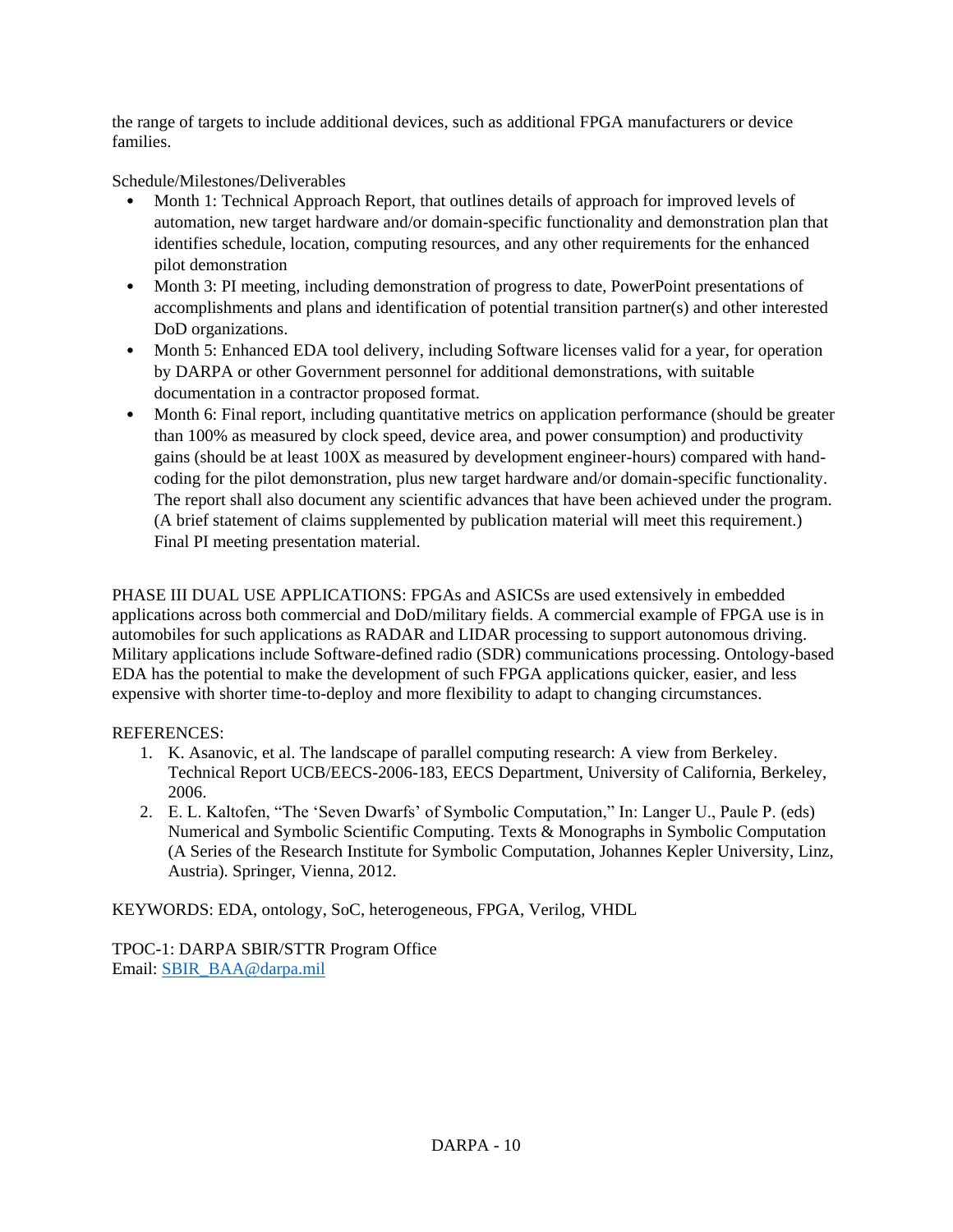the range of targets to include additional devices, such as additional FPGA manufacturers or device families.

Schedule/Milestones/Deliverables

- Month 1: Technical Approach Report, that outlines details of approach for improved levels of automation, new target hardware and/or domain-specific functionality and demonstration plan that identifies schedule, location, computing resources, and any other requirements for the enhanced pilot demonstration
- Month 3: PI meeting, including demonstration of progress to date, PowerPoint presentations of accomplishments and plans and identification of potential transition partner(s) and other interested DoD organizations.
- Month 5: Enhanced EDA tool delivery, including Software licenses valid for a year, for operation by DARPA or other Government personnel for additional demonstrations, with suitable documentation in a contractor proposed format.
- Month 6: Final report, including quantitative metrics on application performance (should be greater than 100% as measured by clock speed, device area, and power consumption) and productivity gains (should be at least 100X as measured by development engineer-hours) compared with hand-coding for the pilot demonstration, plus new target hardware and/or domain-specific functionality. The report shall also document any scientific advances that have been achieved under the program. (A brief statement of claims supplemented by publication material will meet this requirement.) Final PI meeting presentation material.

PHASE III DUAL USE APPLICATIONS: FPGAs and ASICSs are used extensively in embedded applications across both commercial and DoD/military fields. A commercial example of FPGA use is in automobiles for such applications as RADAR and LIDAR processing to support autonomous driving. Military applications include Software-defined radio (SDR) communications processing. Ontology-based EDA has the potential to make the development of such FPGA applications quicker, easier, and less expensive with shorter time-to-deploy and more flexibility to adapt to changing circumstances.

REFERENCES:

1. K. Asanovic, et al. The landscape of parallel computing research: A view from Berkeley. Technical Report UCB/EECS-2006-183, EECS Department, University of California, Berkeley, 2006.
2. E. L. Kaltofen, “The ‘Seven Dwarfs’ of Symbolic Computation,” In: Langer U., Paule P. (eds) Numerical and Symbolic Scientific Computing. Texts & Monographs in Symbolic Computation (A Series of the Research Institute for Symbolic Computation, Johannes Kepler University, Linz, Austria). Springer, Vienna, 2012.

KEYWORDS: EDA, ontology, SoC, heterogeneous, FPGA, Verilog, VHDL

TPOC-1: DARPA SBIR/STTR Program Office
Email: SBIR_BAA@darpa.mil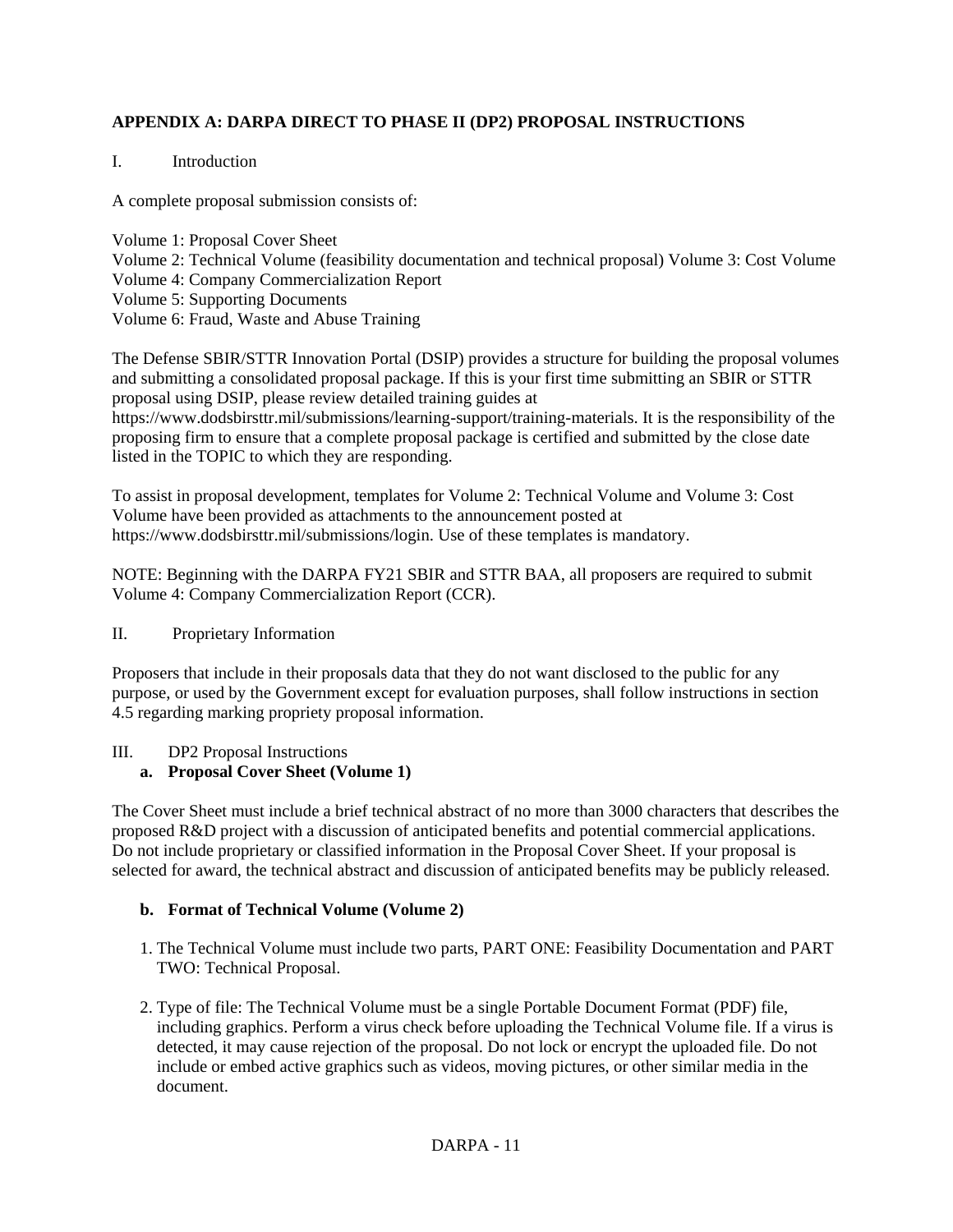**APPENDIX A: DARPA DIRECT TO PHASE II (DP2) PROPOSAL INSTRUCTIONS**

I. Introduction

A complete proposal submission consists of:

Volume 1: Proposal Cover Sheet
Volume 2: Technical Volume (feasibility documentation and technical proposal) Volume 3: Cost Volume
Volume 4: Company Commercialization Report
Volume 5: Supporting Documents
Volume 6: Fraud, Waste and Abuse Training

The Defense SBIR/STTR Innovation Portal (DSIP) provides a structure for building the proposal volumes and submitting a consolidated proposal package. If this is your first time submitting an SBIR or STTR proposal using DSIP, please review detailed training guides at https://www.dodsbirsttr.mil/submissions/learning-support/training-materials. It is the responsibility of the proposing firm to ensure that a complete proposal package is certified and submitted by the close date listed in the TOPIC to which they are responding.

To assist in proposal development, templates for Volume 2: Technical Volume and Volume 3: Cost Volume have been provided as attachments to the announcement posted at https://www.dodsbirsttr.mil/submissions/login. Use of these templates is mandatory.

NOTE: Beginning with the DARPA FY21 SBIR and STTR BAA, all proposers are required to submit Volume 4: Company Commercialization Report (CCR).

II. Proprietary Information

Proposers that include in their proposals data that they do not want disclosed to the public for any purpose, or used by the Government except for evaluation purposes, shall follow instructions in section 4.5 regarding marking propriety proposal information.

III. DP2 Proposal Instructions

**a. Proposal Cover Sheet (Volume 1)**

The Cover Sheet must include a brief technical abstract of no more than 3000 characters that describes the proposed R&D project with a discussion of anticipated benefits and potential commercial applications. Do not include proprietary or classified information in the Proposal Cover Sheet. If your proposal is selected for award, the technical abstract and discussion of anticipated benefits may be publicly released.

**b. Format of Technical Volume (Volume 2)**

1. The Technical Volume must include two parts, PART ONE: Feasibility Documentation and PART TWO: Technical Proposal.

2. Type of file: The Technical Volume must be a single Portable Document Format (PDF) file, including graphics. Perform a virus check before uploading the Technical Volume file. If a virus is detected, it may cause rejection of the proposal. Do not lock or encrypt the uploaded file. Do not include or embed active graphics such as videos, moving pictures, or other similar media in the document.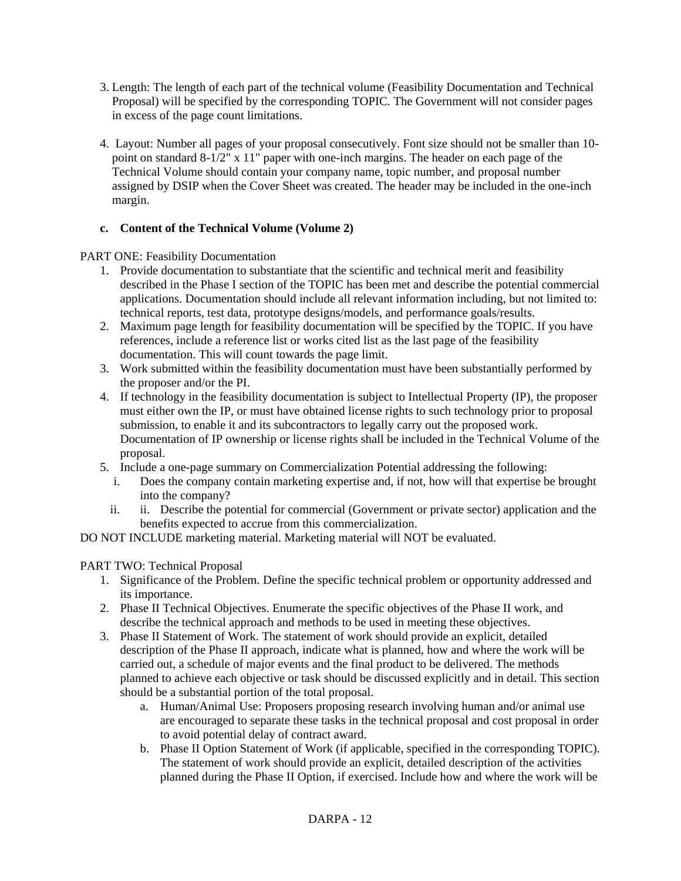3. Length: The length of each part of the technical volume (Feasibility Documentation and Technical Proposal) will be specified by the corresponding TOPIC. The Government will not consider pages in excess of the page count limitations.

4. Layout: Number all pages of your proposal consecutively. Font size should not be smaller than 10-point on standard 8-1/2" x 11" paper with one-inch margins. The header on each page of the Technical Volume should contain your company name, topic number, and proposal number assigned by DSIP when the Cover Sheet was created. The header may be included in the one-inch margin.

**c. Content of the Technical Volume (Volume 2)**

PART ONE: Feasibility Documentation

1. Provide documentation to substantiate that the scientific and technical merit and feasibility described in the Phase I section of the TOPIC has been met and describe the potential commercial applications. Documentation should include all relevant information including, but not limited to: technical reports, test data, prototype designs/models, and performance goals/results.
2. Maximum page length for feasibility documentation will be specified by the TOPIC. If you have references, include a reference list or works cited list as the last page of the feasibility documentation. This will count towards the page limit.
3. Work submitted within the feasibility documentation must have been substantially performed by the proposer and/or the PI.
4. If technology in the feasibility documentation is subject to Intellectual Property (IP), the proposer must either own the IP, or must have obtained license rights to such technology prior to proposal submission, to enable it and its subcontractors to legally carry out the proposed work. Documentation of IP ownership or license rights shall be included in the Technical Volume of the proposal.
5. Include a one-page summary on Commercialization Potential addressing the following:
   i. Does the company contain marketing expertise and, if not, how will that expertise be brought into the company?
   ii. ii. Describe the potential for commercial (Government or private sector) application and the benefits expected to accrue from this commercialization.

DO NOT INCLUDE marketing material. Marketing material will NOT be evaluated.

PART TWO: Technical Proposal

1. Significance of the Problem. Define the specific technical problem or opportunity addressed and its importance.
2. Phase II Technical Objectives. Enumerate the specific objectives of the Phase II work, and describe the technical approach and methods to be used in meeting these objectives.
3. Phase II Statement of Work. The statement of work should provide an explicit, detailed description of the Phase II approach, indicate what is planned, how and where the work will be carried out, a schedule of major events and the final product to be delivered. The methods planned to achieve each objective or task should be discussed explicitly and in detail. This section should be a substantial portion of the total proposal.
   a. Human/Animal Use: Proposers proposing research involving human and/or animal use are encouraged to separate these tasks in the technical proposal and cost proposal in order to avoid potential delay of contract award.
   b. Phase II Option Statement of Work (if applicable, specified in the corresponding TOPIC). The statement of work should provide an explicit, detailed description of the activities planned during the Phase II Option, if exercised. Include how and where the work will be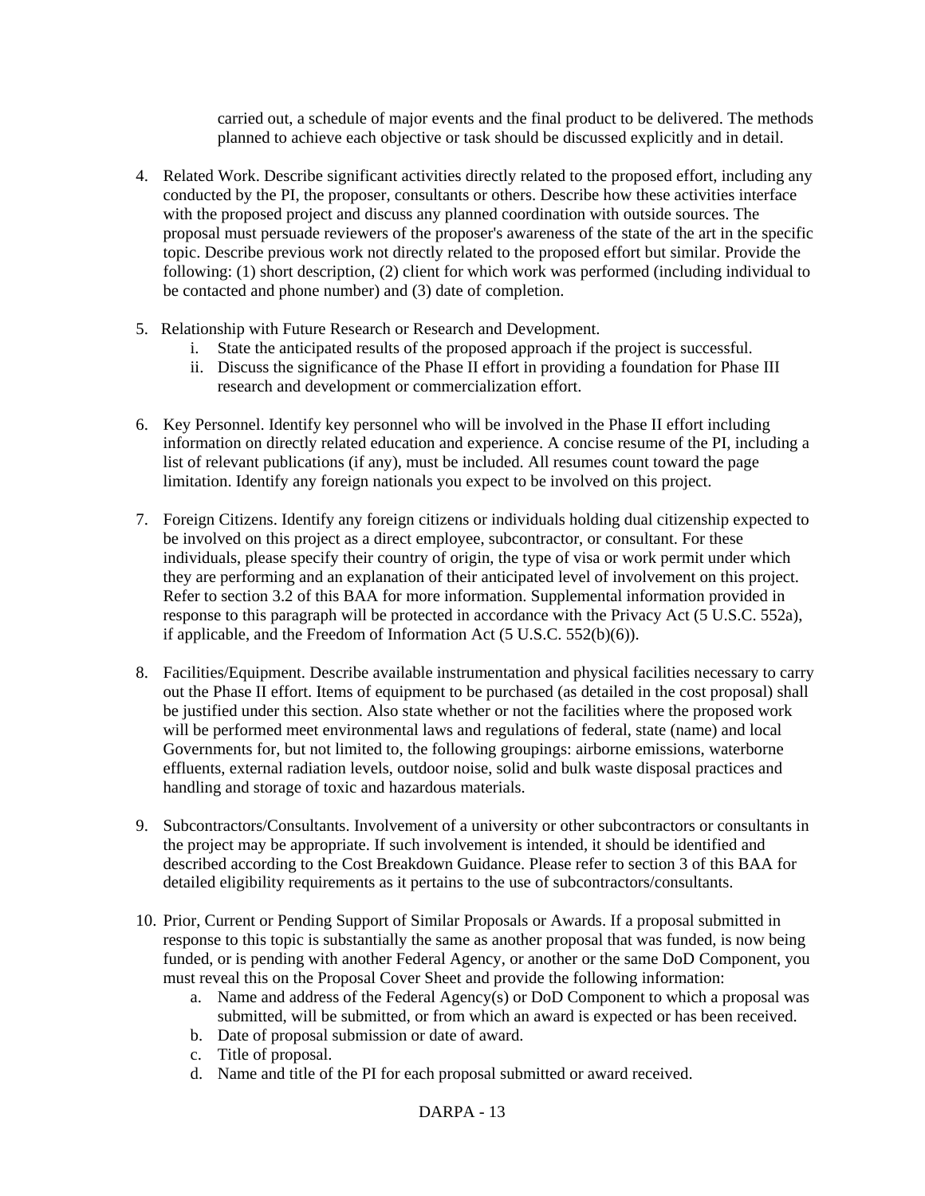carried out, a schedule of major events and the final product to be delivered. The methods planned to achieve each objective or task should be discussed explicitly and in detail.

4. Related Work. Describe significant activities directly related to the proposed effort, including any conducted by the PI, the proposer, consultants or others. Describe how these activities interface with the proposed project and discuss any planned coordination with outside sources. The proposal must persuade reviewers of the proposer's awareness of the state of the art in the specific topic. Describe previous work not directly related to the proposed effort but similar. Provide the following: (1) short description, (2) client for which work was performed (including individual to be contacted and phone number) and (3) date of completion.

5. Relationship with Future Research or Research and Development.
   i. State the anticipated results of the proposed approach if the project is successful.
   ii. Discuss the significance of the Phase II effort in providing a foundation for Phase III research and development or commercialization effort.

6. Key Personnel. Identify key personnel who will be involved in the Phase II effort including information on directly related education and experience. A concise resume of the PI, including a list of relevant publications (if any), must be included. All resumes count toward the page limitation. Identify any foreign nationals you expect to be involved on this project.

7. Foreign Citizens. Identify any foreign citizens or individuals holding dual citizenship expected to be involved on this project as a direct employee, subcontractor, or consultant. For these individuals, please specify their country of origin, the type of visa or work permit under which they are performing and an explanation of their anticipated level of involvement on this project. Refer to section 3.2 of this BAA for more information. Supplemental information provided in response to this paragraph will be protected in accordance with the Privacy Act (5 U.S.C. 552a), if applicable, and the Freedom of Information Act (5 U.S.C. 552(b)(6)).

8. Facilities/Equipment. Describe available instrumentation and physical facilities necessary to carry out the Phase II effort. Items of equipment to be purchased (as detailed in the cost proposal) shall be justified under this section. Also state whether or not the facilities where the proposed work will be performed meet environmental laws and regulations of federal, state (name) and local Governments for, but not limited to, the following groupings: airborne emissions, waterborne effluents, external radiation levels, outdoor noise, solid and bulk waste disposal practices and handling and storage of toxic and hazardous materials.

9. Subcontractors/Consultants. Involvement of a university or other subcontractors or consultants in the project may be appropriate. If such involvement is intended, it should be identified and described according to the Cost Breakdown Guidance. Please refer to section 3 of this BAA for detailed eligibility requirements as it pertains to the use of subcontractors/consultants.

10. Prior, Current or Pending Support of Similar Proposals or Awards. If a proposal submitted in response to this topic is substantially the same as another proposal that was funded, is now being funded, or is pending with another Federal Agency, or another or the same DoD Component, you must reveal this on the Proposal Cover Sheet and provide the following information:
    a. Name and address of the Federal Agency(s) or DoD Component to which a proposal was submitted, will be submitted, or from which an award is expected or has been received.
    b. Date of proposal submission or date of award.
    c. Title of proposal.
    d. Name and title of the PI for each proposal submitted or award received.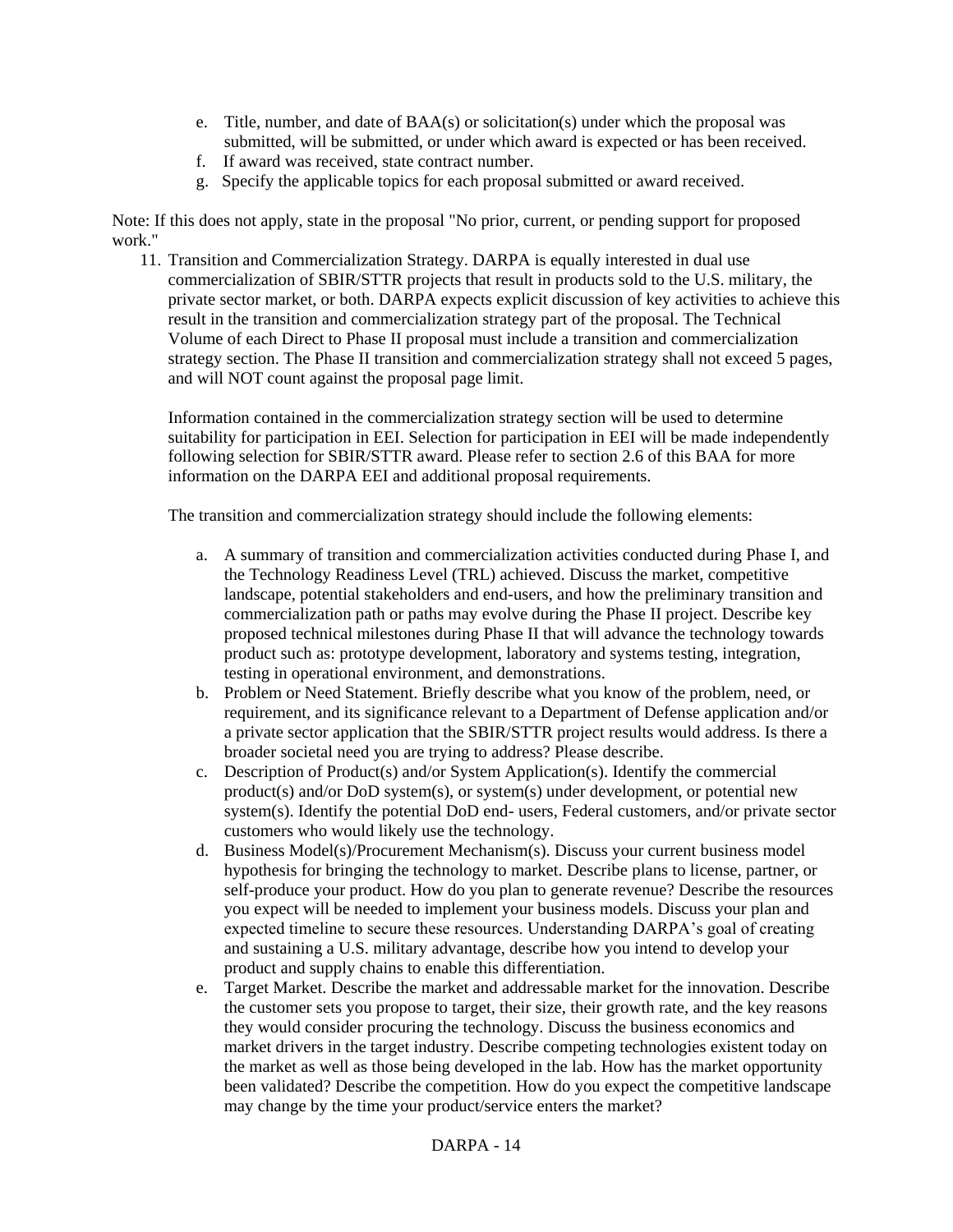e. Title, number, and date of BAA(s) or solicitation(s) under which the proposal was submitted, will be submitted, or under which award is expected or has been received.
f. If award was received, state contract number.
g. Specify the applicable topics for each proposal submitted or award received.

Note: If this does not apply, state in the proposal "No prior, current, or pending support for proposed work."

11. Transition and Commercialization Strategy. DARPA is equally interested in dual use commercialization of SBIR/STTR projects that result in products sold to the U.S. military, the private sector market, or both. DARPA expects explicit discussion of key activities to achieve this result in the transition and commercialization strategy part of the proposal. The Technical Volume of each Direct to Phase II proposal must include a transition and commercialization strategy section. The Phase II transition and commercialization strategy shall not exceed 5 pages, and will NOT count against the proposal page limit.

    Information contained in the commercialization strategy section will be used to determine suitability for participation in EEI. Selection for participation in EEI will be made independently following selection for SBIR/STTR award. Please refer to section 2.6 of this BAA for more information on the DARPA EEI and additional proposal requirements.

    The transition and commercialization strategy should include the following elements:

    a. A summary of transition and commercialization activities conducted during Phase I, and the Technology Readiness Level (TRL) achieved. Discuss the market, competitive landscape, potential stakeholders and end-users, and how the preliminary transition and commercialization path or paths may evolve during the Phase II project. Describe key proposed technical milestones during Phase II that will advance the technology towards product such as: prototype development, laboratory and systems testing, integration, testing in operational environment, and demonstrations.
    b. Problem or Need Statement. Briefly describe what you know of the problem, need, or requirement, and its significance relevant to a Department of Defense application and/or a private sector application that the SBIR/STTR project results would address. Is there a broader societal need you are trying to address? Please describe.
    c. Description of Product(s) and/or System Application(s). Identify the commercial product(s) and/or DoD system(s), or system(s) under development, or potential new system(s). Identify the potential DoD end- users, Federal customers, and/or private sector customers who would likely use the technology.
    d. Business Model(s)/Procurement Mechanism(s). Discuss your current business model hypothesis for bringing the technology to market. Describe plans to license, partner, or self-produce your product. How do you plan to generate revenue? Describe the resources you expect will be needed to implement your business models. Discuss your plan and expected timeline to secure these resources. Understanding DARPA's goal of creating and sustaining a U.S. military advantage, describe how you intend to develop your product and supply chains to enable this differentiation.
    e. Target Market. Describe the market and addressable market for the innovation. Describe the customer sets you propose to target, their size, their growth rate, and the key reasons they would consider procuring the technology. Discuss the business economics and market drivers in the target industry. Describe competing technologies existent today on the market as well as those being developed in the lab. How has the market opportunity been validated? Describe the competition. How do you expect the competitive landscape may change by the time your product/service enters the market?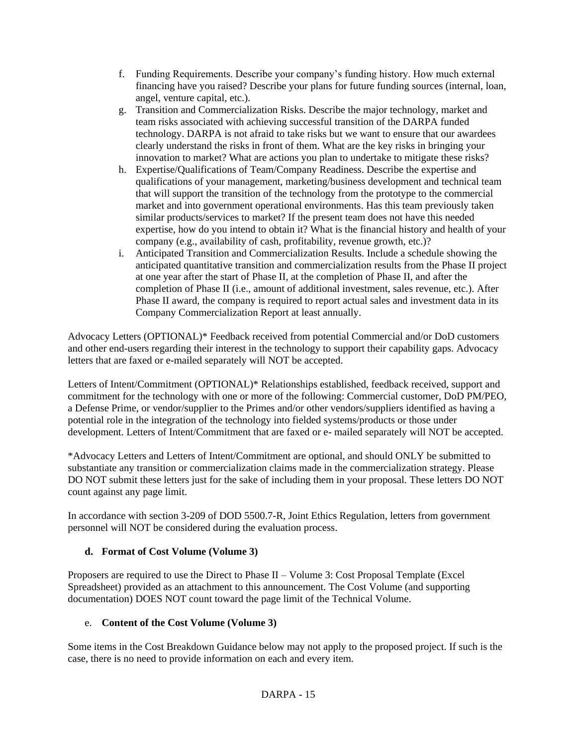f. Funding Requirements. Describe your company's funding history. How much external financing have you raised? Describe your plans for future funding sources (internal, loan, angel, venture capital, etc.).

g. Transition and Commercialization Risks. Describe the major technology, market and team risks associated with achieving successful transition of the DARPA funded technology. DARPA is not afraid to take risks but we want to ensure that our awardees clearly understand the risks in front of them. What are the key risks in bringing your innovation to market? What are actions you plan to undertake to mitigate these risks?

h. Expertise/Qualifications of Team/Company Readiness. Describe the expertise and qualifications of your management, marketing/business development and technical team that will support the transition of the technology from the prototype to the commercial market and into government operational environments. Has this team previously taken similar products/services to market? If the present team does not have this needed expertise, how do you intend to obtain it? What is the financial history and health of your company (e.g., availability of cash, profitability, revenue growth, etc.)?

i. Anticipated Transition and Commercialization Results. Include a schedule showing the anticipated quantitative transition and commercialization results from the Phase II project at one year after the start of Phase II, at the completion of Phase II, and after the completion of Phase II (i.e., amount of additional investment, sales revenue, etc.). After Phase II award, the company is required to report actual sales and investment data in its Company Commercialization Report at least annually.

Advocacy Letters (OPTIONAL)* Feedback received from potential Commercial and/or DoD customers and other end-users regarding their interest in the technology to support their capability gaps. Advocacy letters that are faxed or e-mailed separately will NOT be accepted.

Letters of Intent/Commitment (OPTIONAL)* Relationships established, feedback received, support and commitment for the technology with one or more of the following: Commercial customer, DoD PM/PEO, a Defense Prime, or vendor/supplier to the Primes and/or other vendors/suppliers identified as having a potential role in the integration of the technology into fielded systems/products or those under development. Letters of Intent/Commitment that are faxed or e- mailed separately will NOT be accepted.

*Advocacy Letters and Letters of Intent/Commitment are optional, and should ONLY be submitted to substantiate any transition or commercialization claims made in the commercialization strategy. Please DO NOT submit these letters just for the sake of including them in your proposal. These letters DO NOT count against any page limit.

In accordance with section 3-209 of DOD 5500.7-R, Joint Ethics Regulation, letters from government personnel will NOT be considered during the evaluation process.

### d. Format of Cost Volume (Volume 3)

Proposers are required to use the Direct to Phase II – Volume 3: Cost Proposal Template (Excel Spreadsheet) provided as an attachment to this announcement. The Cost Volume (and supporting documentation) DOES NOT count toward the page limit of the Technical Volume.

### e. Content of the Cost Volume (Volume 3)

Some items in the Cost Breakdown Guidance below may not apply to the proposed project. If such is the case, there is no need to provide information on each and every item.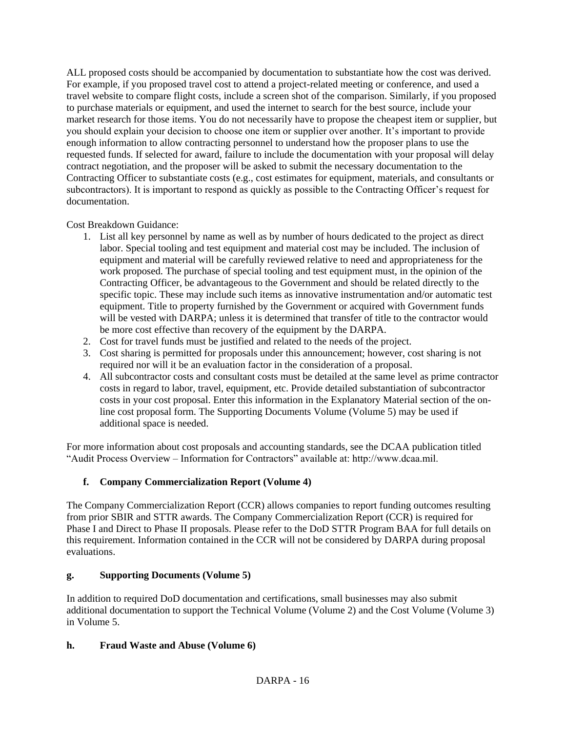ALL proposed costs should be accompanied by documentation to substantiate how the cost was derived. For example, if you proposed travel cost to attend a project-related meeting or conference, and used a travel website to compare flight costs, include a screen shot of the comparison. Similarly, if you proposed to purchase materials or equipment, and used the internet to search for the best source, include your market research for those items. You do not necessarily have to propose the cheapest item or supplier, but you should explain your decision to choose one item or supplier over another. It's important to provide enough information to allow contracting personnel to understand how the proposer plans to use the requested funds. If selected for award, failure to include the documentation with your proposal will delay contract negotiation, and the proposer will be asked to submit the necessary documentation to the Contracting Officer to substantiate costs (e.g., cost estimates for equipment, materials, and consultants or subcontractors). It is important to respond as quickly as possible to the Contracting Officer's request for documentation.

Cost Breakdown Guidance:

1. List all key personnel by name as well as by number of hours dedicated to the project as direct labor. Special tooling and test equipment and material cost may be included. The inclusion of equipment and material will be carefully reviewed relative to need and appropriateness for the work proposed. The purchase of special tooling and test equipment must, in the opinion of the Contracting Officer, be advantageous to the Government and should be related directly to the specific topic. These may include such items as innovative instrumentation and/or automatic test equipment. Title to property furnished by the Government or acquired with Government funds will be vested with DARPA; unless it is determined that transfer of title to the contractor would be more cost effective than recovery of the equipment by the DARPA.
2. Cost for travel funds must be justified and related to the needs of the project.
3. Cost sharing is permitted for proposals under this announcement; however, cost sharing is not required nor will it be an evaluation factor in the consideration of a proposal.
4. All subcontractor costs and consultant costs must be detailed at the same level as prime contractor costs in regard to labor, travel, equipment, etc. Provide detailed substantiation of subcontractor costs in your cost proposal. Enter this information in the Explanatory Material section of the on-line cost proposal form. The Supporting Documents Volume (Volume 5) may be used if additional space is needed.

For more information about cost proposals and accounting standards, see the DCAA publication titled "Audit Process Overview – Information for Contractors" available at: http://www.dcaa.mil.

### f. Company Commercialization Report (Volume 4)

The Company Commercialization Report (CCR) allows companies to report funding outcomes resulting from prior SBIR and STTR awards. The Company Commercialization Report (CCR) is required for Phase I and Direct to Phase II proposals. Please refer to the DoD STTR Program BAA for full details on this requirement. Information contained in the CCR will not be considered by DARPA during proposal evaluations.

### g. Supporting Documents (Volume 5)

In addition to required DoD documentation and certifications, small businesses may also submit additional documentation to support the Technical Volume (Volume 2) and the Cost Volume (Volume 3) in Volume 5.

### h. Fraud Waste and Abuse (Volume 6)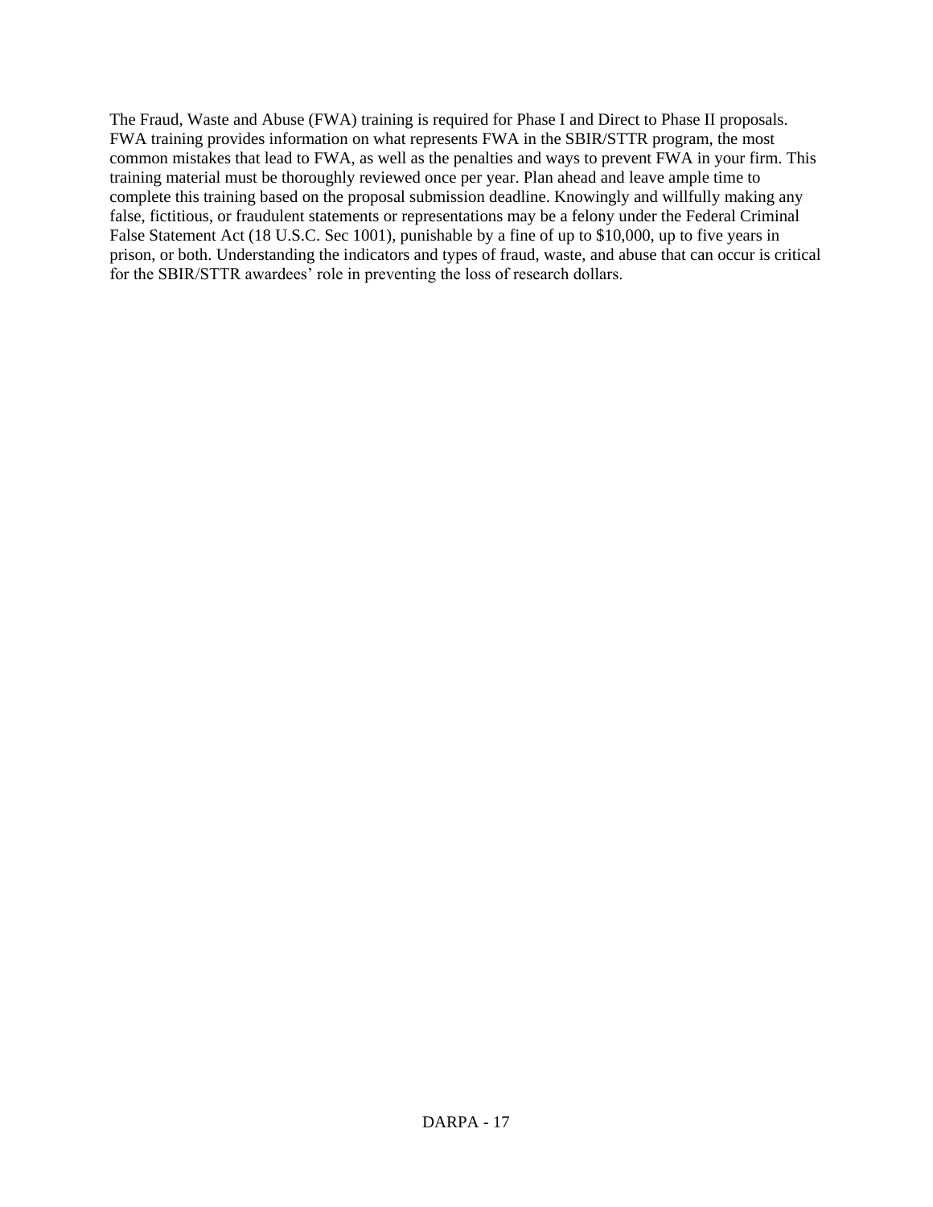The Fraud, Waste and Abuse (FWA) training is required for Phase I and Direct to Phase II proposals. FWA training provides information on what represents FWA in the SBIR/STTR program, the most common mistakes that lead to FWA, as well as the penalties and ways to prevent FWA in your firm. This training material must be thoroughly reviewed once per year. Plan ahead and leave ample time to complete this training based on the proposal submission deadline. Knowingly and willfully making any false, fictitious, or fraudulent statements or representations may be a felony under the Federal Criminal False Statement Act (18 U.S.C. Sec 1001), punishable by a fine of up to $10,000, up to five years in prison, or both. Understanding the indicators and types of fraud, waste, and abuse that can occur is critical for the SBIR/STTR awardees' role in preventing the loss of research dollars.